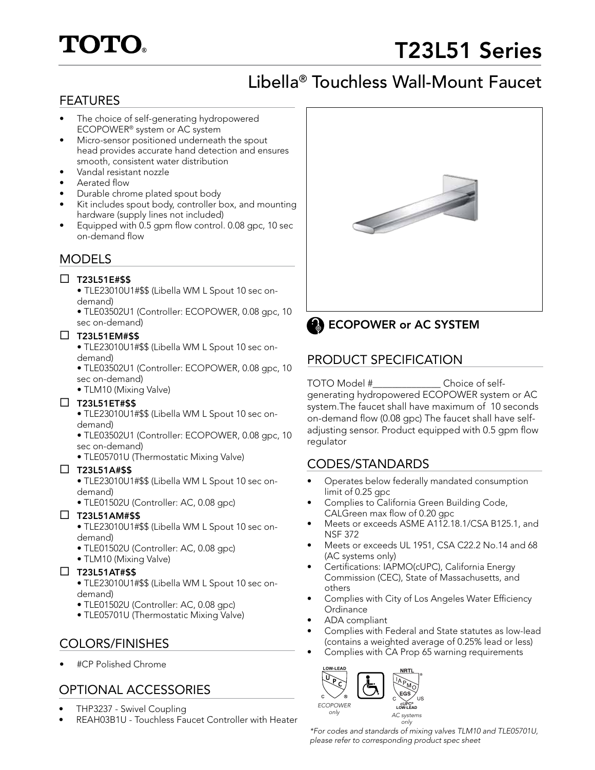# TOTO®

# T23L51 Series

## Libella® Touchless Wall-Mount Faucet

## FEATURES

- The choice of self-generating hydropowered ECOPOWER® system or AC system
- Micro-sensor positioned underneath the spout head provides accurate hand detection and ensures smooth, consistent water distribution
- Vandal resistant nozzle
- Aerated flow
- Durable chrome plated spout body
- Kit includes spout body, controller box, and mounting hardware (supply lines not included)
- Equipped with 0.5 gpm flow control. 0.08 gpc, 10 sec on-demand flow

## MODELS

☐ **T23L51E#$$**
- TLE23010U1#$$ (Libella WM L Spout 10 sec on-demand)
- TLE03502U1 (Controller: ECOPOWER, 0.08 gpc, 10 sec on-demand)

☐ **T23L51EM#$$**
- TLE23010U1#$$ (Libella WM L Spout 10 sec on-demand)
- TLE03502U1 (Controller: ECOPOWER, 0.08 gpc, 10 sec on-demand)
- TLM10 (Mixing Valve)

☐ **T23L51ET#$$**
- TLE23010U1#$$ (Libella WM L Spout 10 sec on-demand)
- TLE03502U1 (Controller: ECOPOWER, 0.08 gpc, 10 sec on-demand)
- TLE05701U (Thermostatic Mixing Valve)

☐ **T23L51A#$$**
- TLE23010U1#$$ (Libella WM L Spout 10 sec on-demand)
- TLE01502U (Controller: AC, 0.08 gpc)

☐ **T23L51AM#$$**
- TLE23010U1#$$ (Libella WM L Spout 10 sec on-demand)
- TLE01502U (Controller: AC, 0.08 gpc)
- TLM10 (Mixing Valve)

☐ **T23L51AT#$$**
- TLE23010U1#$$ (Libella WM L Spout 10 sec on-demand)
- TLE01502U (Controller: AC, 0.08 gpc)
- TLE05701U (Thermostatic Mixing Valve)

## COLORS/FINISHES

- #CP Polished Chrome

## OPTIONAL ACCESSORIES

- THP3237 - Swivel Coupling
- REAH03B1U - Touchless Faucet Controller with Heater

**ECOPOWER or AC SYSTEM**

## PRODUCT SPECIFICATION

TOTO Model #______________ Choice of self-generating hydropowered ECOPOWER system or AC system.The faucet shall have maximum of 10 seconds on-demand flow (0.08 gpc) The faucet shall have self-adjusting sensor. Product equipped with 0.5 gpm flow regulator

## CODES/STANDARDS

- Operates below federally mandated consumption limit of 0.25 gpc
- Complies to California Green Building Code, CALGreen max flow of 0.20 gpc
- Meets or exceeds ASME A112.18.1/CSA B125.1, and NSF 372
- Meets or exceeds UL 1951, CSA C22.2 No.14 and 68 (AC systems only)
- Certifications: IAPMO(cUPC), California Energy Commission (CEC), State of Massachusetts, and others
- Complies with City of Los Angeles Water Efficiency Ordinance
- ADA compliant
- Complies with Federal and State statutes as low-lead (contains a weighted average of 0.25% lead or less)
- Complies with CA Prop 65 warning requirements

LOW-LEAD UPC — *ECOPOWER only*

NRTL IAPMO EGS cUPC® LOW-LEAD — *AC systems only*

*For codes and standards of mixing valves TLM10 and TLE05701U, please refer to corresponding product spec sheet*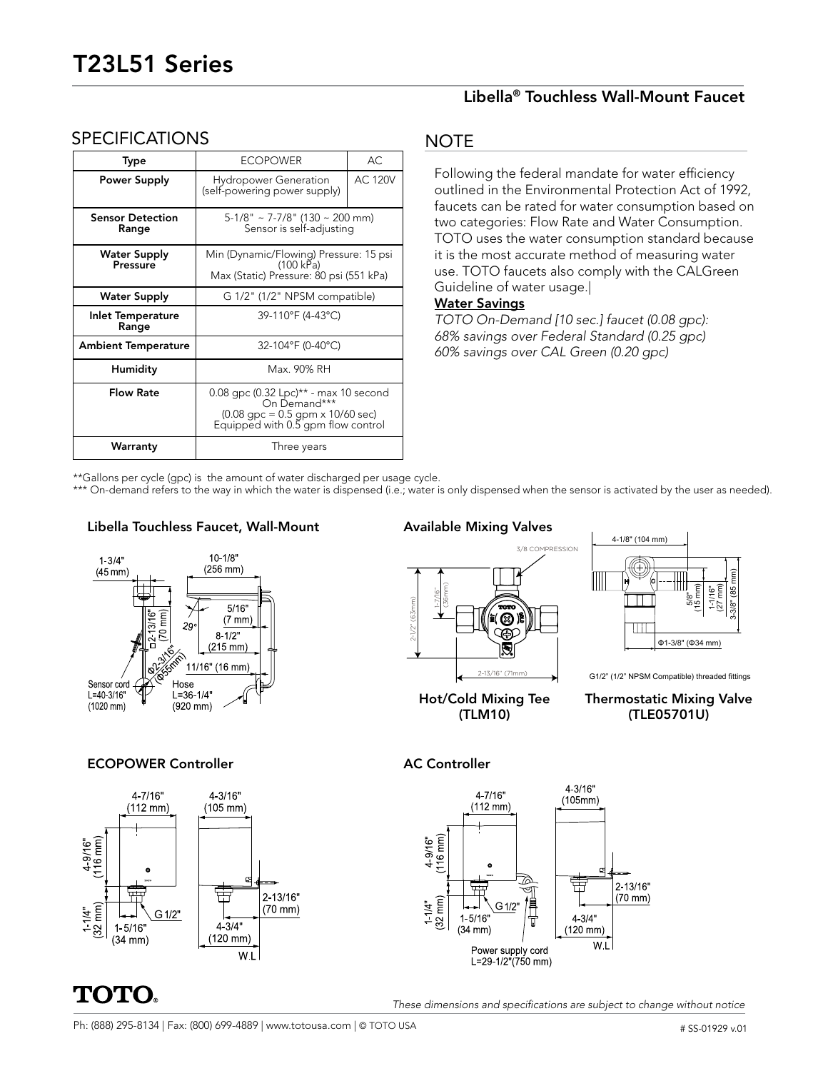# T23L51 Series

## Libella® Touchless Wall-Mount Faucet

## SPECIFICATIONS

| Type | ECOPOWER | AC |
|---|---|---|
| Power Supply | Hydropower Generation (self-powering power supply) | AC 120V |
| Sensor Detection Range | 5-1/8" ~ 7-7/8" (130 ~ 200 mm) Sensor is self-adjusting | |
| Water Supply Pressure | Min (Dynamic/Flowing) Pressure: 15 psi (100 kPa) Max (Static) Pressure: 80 psi (551 kPa) | |
| Water Supply | G 1/2" (1/2" NPSM compatible) | |
| Inlet Temperature Range | 39-110°F (4-43°C) | |
| Ambient Temperature | 32-104°F (0-40°C) | |
| Humidity | Max. 90% RH | |
| Flow Rate | 0.08 gpc (0.32 Lpc)** - max 10 second On Demand*** (0.08 gpc = 0.5 gpm x 10/60 sec) Equipped with 0.5 gpm flow control | |
| Warranty | Three years | |

## NOTE

Following the federal mandate for water efficiency outlined in the Environmental Protection Act of 1992, faucets can be rated for water consumption based on two categories: Flow Rate and Water Consumption. TOTO uses the water consumption standard because it is the most accurate method of measuring water use. TOTO faucets also comply with the CALGreen Guideline of water usage.|

**Water Savings**

*TOTO On-Demand [10 sec.] faucet (0.08 gpc):*
*68% savings over Federal Standard (0.25 gpc)*
*60% savings over CAL Green (0.20 gpc)*

**Gallons per cycle (gpc) is the amount of water discharged per usage cycle.
*** On-demand refers to the way in which the water is dispensed (i.e.; water is only dispensed when the sensor is activated by the user as needed).

### Libella Touchless Faucet, Wall-Mount

1-3/4" (45 mm)
10-1/8" (256 mm)
2-13/16" (70 mm)
5/16" (7 mm)
29°
8-1/2" (215 mm)
Φ2-3/16" (Φ55mm)
11/16" (16 mm)
Sensor cord L=40-3/16" (1020 mm)
Hose L=36-1/4" (920 mm)

### Available Mixing Valves

3/8 COMPRESSION
2-1/2" (63mm)
1-7/16" (36mm)
2-13/16" (71mm)

**Hot/Cold Mixing Tee (TLM10)**

4-1/8" (104 mm)
5/8" (15 mm)
1-1/16" (27 mm)
3-3/8" (85 mm)
Φ1-3/8" (Φ34 mm)
G1/2" (1/2" NPSM Compatible) threaded fittings

**Thermostatic Mixing Valve (TLE05701U)**

### ECOPOWER Controller

4-7/16" (112 mm)
4-3/16" (105 mm)
4-9/16" (116 mm)
1-1/4" (32 mm)
1-5/16" (34 mm)
G1/2"
2-13/16" (70 mm)
4-3/4" (120 mm)
W.L

### AC Controller

4-7/16" (112 mm)
4-3/16" (105mm)
4-9/16" (116 mm)
1-1/4" (32 mm)
G1/2"
1-5/16" (34 mm)
2-13/16" (70 mm)
4-3/4" (120 mm)
W.L
Power supply cord L=29-1/2"(750 mm)

TOTO

*These dimensions and specifications are subject to change without notice*

Ph: (888) 295-8134 | Fax: (800) 699-4889 | www.totousa.com | © TOTO USA

# SS-01929 v.01